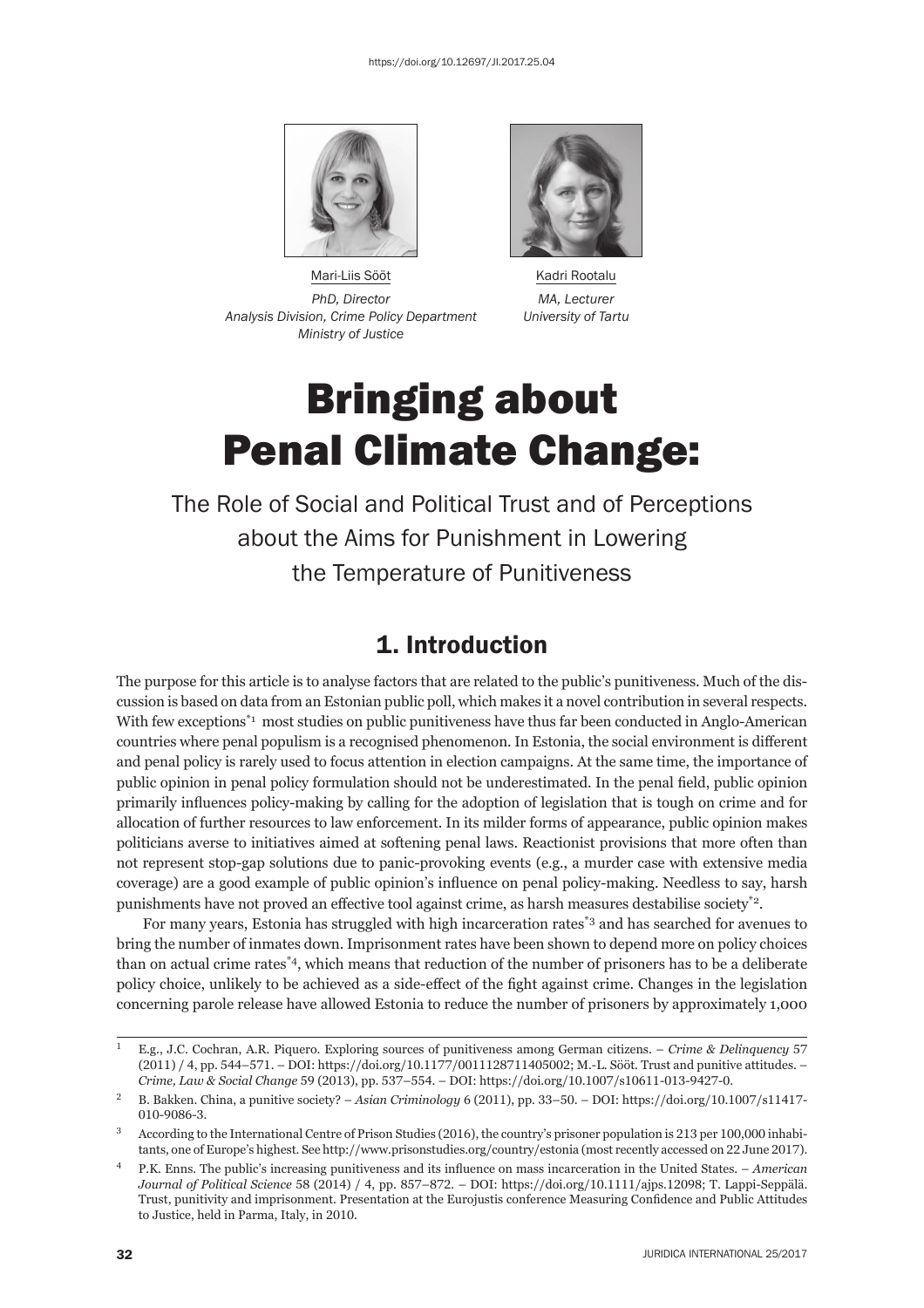https://doi.org/10.12697/JI.2017.25.04

Mari-Liis Sööt
*PhD, Director*
*Analysis Division, Crime Policy Department*
*Ministry of Justice*

Kadri Rootalu
*MA, Lecturer*
*University of Tartu*

# Bringing about Penal Climate Change:

## The Role of Social and Political Trust and of Perceptions about the Aims for Punishment in Lowering the Temperature of Punitiveness

## 1. Introduction

The purpose for this article is to analyse factors that are related to the public's punitiveness. Much of the discussion is based on data from an Estonian public poll, which makes it a novel contribution in several respects. With few exceptions[*1] most studies on public punitiveness have thus far been conducted in Anglo-American countries where penal populism is a recognised phenomenon. In Estonia, the social environment is different and penal policy is rarely used to focus attention in election campaigns. At the same time, the importance of public opinion in penal policy formulation should not be underestimated. In the penal field, public opinion primarily influences policy-making by calling for the adoption of legislation that is tough on crime and for allocation of further resources to law enforcement. In its milder forms of appearance, public opinion makes politicians averse to initiatives aimed at softening penal laws. Reactionist provisions that more often than not represent stop-gap solutions due to panic-provoking events (e.g., a murder case with extensive media coverage) are a good example of public opinion's influence on penal policy-making. Needless to say, harsh punishments have not proved an effective tool against crime, as harsh measures destabilise society[*2].

For many years, Estonia has struggled with high incarceration rates[*3] and has searched for avenues to bring the number of inmates down. Imprisonment rates have been shown to depend more on policy choices than on actual crime rates[*4], which means that reduction of the number of prisoners has to be a deliberate policy choice, unlikely to be achieved as a side-effect of the fight against crime. Changes in the legislation concerning parole release have allowed Estonia to reduce the number of prisoners by approximately 1,000

---

1 E.g., J.C. Cochran, A.R. Piquero. Exploring sources of punitiveness among German citizens. – *Crime & Delinquency* 57 (2011) / 4, pp. 544–571. – DOI: https://doi.org/10.1177/0011128711405002; M.-L. Sööt. Trust and punitive attitudes. – *Crime, Law & Social Change* 59 (2013), pp. 537–554. – DOI: https://doi.org/10.1007/s10611-013-9427-0.

2 B. Bakken. China, a punitive society? – *Asian Criminology* 6 (2011), pp. 33–50. – DOI: https://doi.org/10.1007/s11417-010-9086-3.

3 According to the International Centre of Prison Studies (2016), the country's prisoner population is 213 per 100,000 inhabitants, one of Europe's highest. See http://www.prisonstudies.org/country/estonia (most recently accessed on 22 June 2017).

4 P.K. Enns. The public's increasing punitiveness and its influence on mass incarceration in the United States. – *American Journal of Political Science* 58 (2014) / 4, pp. 857–872. – DOI: https://doi.org/10.1111/ajps.12098; T. Lappi-Seppälä. Trust, punitivity and imprisonment. Presentation at the Eurojustis conference Measuring Confidence and Public Attitudes to Justice, held in Parma, Italy, in 2010.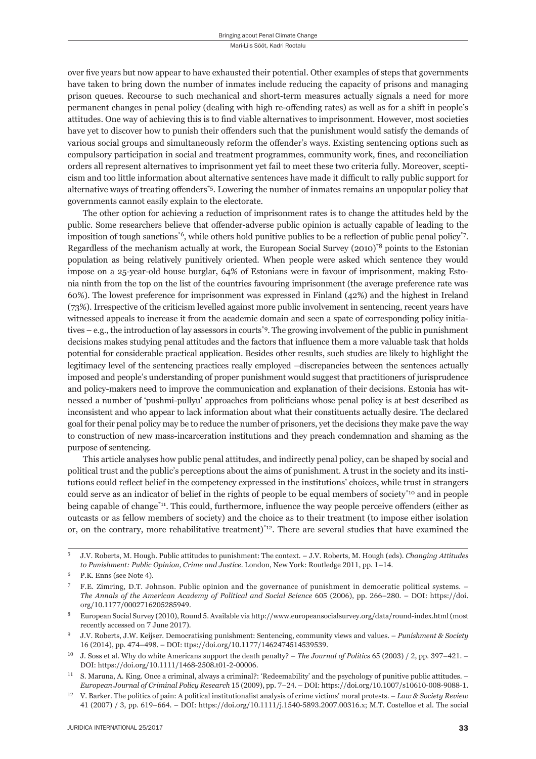over five years but now appear to have exhausted their potential. Other examples of steps that governments have taken to bring down the number of inmates include reducing the capacity of prisons and managing prison queues. Recourse to such mechanical and short-term measures actually signals a need for more permanent changes in penal policy (dealing with high re-offending rates) as well as for a shift in people's attitudes. One way of achieving this is to find viable alternatives to imprisonment. However, most societies have yet to discover how to punish their offenders such that the punishment would satisfy the demands of various social groups and simultaneously reform the offender's ways. Existing sentencing options such as compulsory participation in social and treatment programmes, community work, fines, and reconciliation orders all represent alternatives to imprisonment yet fail to meet these two criteria fully. Moreover, scepticism and too little information about alternative sentences have made it difficult to rally public support for alternative ways of treating offenders*5. Lowering the number of inmates remains an unpopular policy that governments cannot easily explain to the electorate.

The other option for achieving a reduction of imprisonment rates is to change the attitudes held by the public. Some researchers believe that offender-adverse public opinion is actually capable of leading to the imposition of tough sanctions*6, while others hold punitive publics to be a reflection of public penal policy*7. Regardless of the mechanism actually at work, the European Social Survey (2010)*8 points to the Estonian population as being relatively punitively oriented. When people were asked which sentence they would impose on a 25-year-old house burglar, 64% of Estonians were in favour of imprisonment, making Estonia ninth from the top on the list of the countries favouring imprisonment (the average preference rate was 60%). The lowest preference for imprisonment was expressed in Finland (42%) and the highest in Ireland (73%). Irrespective of the criticism levelled against more public involvement in sentencing, recent years have witnessed appeals to increase it from the academic domain and seen a spate of corresponding policy initiatives – e.g., the introduction of lay assessors in courts*9. The growing involvement of the public in punishment decisions makes studying penal attitudes and the factors that influence them a more valuable task that holds potential for considerable practical application. Besides other results, such studies are likely to highlight the legitimacy level of the sentencing practices really employed –discrepancies between the sentences actually imposed and people's understanding of proper punishment would suggest that practitioners of jurisprudence and policy-makers need to improve the communication and explanation of their decisions. Estonia has witnessed a number of 'pushmi-pullyu' approaches from politicians whose penal policy is at best described as inconsistent and who appear to lack information about what their constituents actually desire. The declared goal for their penal policy may be to reduce the number of prisoners, yet the decisions they make pave the way to construction of new mass-incarceration institutions and they preach condemnation and shaming as the purpose of sentencing.

This article analyses how public penal attitudes, and indirectly penal policy, can be shaped by social and political trust and the public's perceptions about the aims of punishment. A trust in the society and its institutions could reflect belief in the competency expressed in the institutions' choices, while trust in strangers could serve as an indicator of belief in the rights of people to be equal members of society*10 and in people being capable of change*11. This could, furthermore, influence the way people perceive offenders (either as outcasts or as fellow members of society) and the choice as to their treatment (to impose either isolation or, on the contrary, more rehabilitative treatment)*12. There are several studies that have examined the

---

5 J.V. Roberts, M. Hough. Public attitudes to punishment: The context. – J.V. Roberts, M. Hough (eds). *Changing Attitudes to Punishment: Public Opinion, Crime and Justice*. London, New York: Routledge 2011, pp. 1–14.

6 P.K. Enns (see Note 4).

7 F.E. Zimring, D.T. Johnson. Public opinion and the governance of punishment in democratic political systems. – *The Annals of the American Academy of Political and Social Science* 605 (2006), pp. 266–280. – DOI: https://doi.org/10.1177/0002716205285949.

8 European Social Survey (2010), Round 5. Available via http://www.europeansocialsurvey.org/data/round-index.html (most recently accessed on 7 June 2017).

9 J.V. Roberts, J.W. Keijser. Democratising punishment: Sentencing, community views and values. – *Punishment & Society* 16 (2014), pp. 474–498. – DOI: ttps://doi.org/10.1177/1462474514539539.

10 J. Soss et al. Why do white Americans support the death penalty? – *The Journal of Politics* 65 (2003) / 2, pp. 397–421. – DOI: https://doi.org/10.1111/1468-2508.t01-2-00006.

11 S. Maruna, A. King. Once a criminal, always a criminal?: 'Redeemability' and the psychology of punitive public attitudes. – *European Journal of Criminal Policy Research* 15 (2009), pp. 7–24. – DOI: https://doi.org/10.1007/s10610-008-9088-1.

12 V. Barker. The politics of pain: A political institutionalist analysis of crime victims' moral protests. – *Law & Society Review* 41 (2007) / 3, pp. 619–664. – DOI: https://doi.org/10.1111/j.1540-5893.2007.00316.x; M.T. Costelloe et al. The social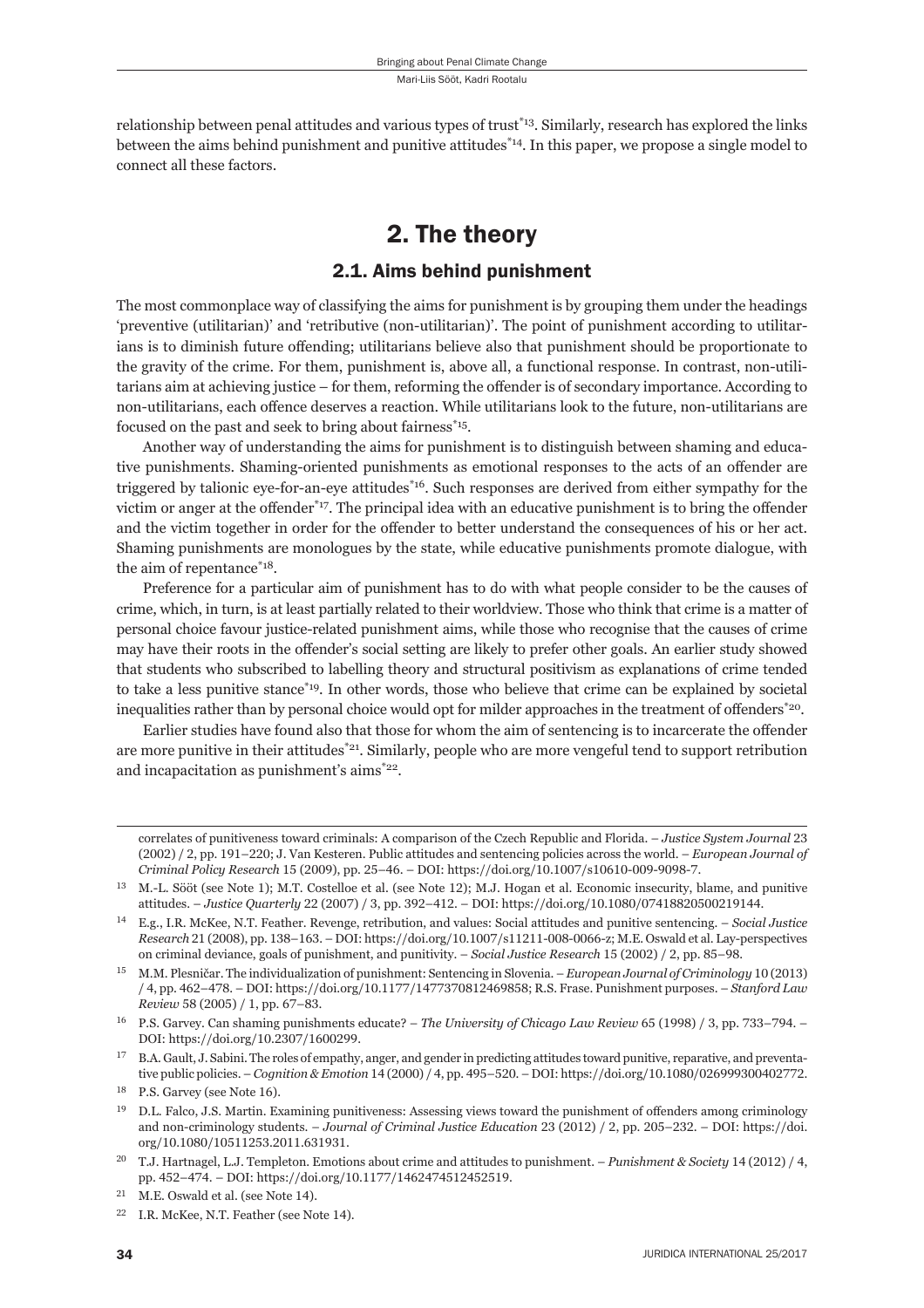relationship between penal attitudes and various types of trust[13]. Similarly, research has explored the links between the aims behind punishment and punitive attitudes[14]. In this paper, we propose a single model to connect all these factors.

## 2. The theory

### 2.1. Aims behind punishment

The most commonplace way of classifying the aims for punishment is by grouping them under the headings 'preventive (utilitarian)' and 'retributive (non-utilitarian)'. The point of punishment according to utilitarians is to diminish future offending; utilitarians believe also that punishment should be proportionate to the gravity of the crime. For them, punishment is, above all, a functional response. In contrast, non-utilitarians aim at achieving justice – for them, reforming the offender is of secondary importance. According to non-utilitarians, each offence deserves a reaction. While utilitarians look to the future, non-utilitarians are focused on the past and seek to bring about fairness[15].

Another way of understanding the aims for punishment is to distinguish between shaming and educative punishments. Shaming-oriented punishments as emotional responses to the acts of an offender are triggered by talionic eye-for-an-eye attitudes[16]. Such responses are derived from either sympathy for the victim or anger at the offender[17]. The principal idea with an educative punishment is to bring the offender and the victim together in order for the offender to better understand the consequences of his or her act. Shaming punishments are monologues by the state, while educative punishments promote dialogue, with the aim of repentance[18].

Preference for a particular aim of punishment has to do with what people consider to be the causes of crime, which, in turn, is at least partially related to their worldview. Those who think that crime is a matter of personal choice favour justice-related punishment aims, while those who recognise that the causes of crime may have their roots in the offender's social setting are likely to prefer other goals. An earlier study showed that students who subscribed to labelling theory and structural positivism as explanations of crime tended to take a less punitive stance[19]. In other words, those who believe that crime can be explained by societal inequalities rather than by personal choice would opt for milder approaches in the treatment of offenders[20].

Earlier studies have found also that those for whom the aim of sentencing is to incarcerate the offender are more punitive in their attitudes[21]. Similarly, people who are more vengeful tend to support retribution and incapacitation as punishment's aims[22].

---

correlates of punitiveness toward criminals: A comparison of the Czech Republic and Florida. – *Justice System Journal* 23 (2002) / 2, pp. 191–220; J. Van Kesteren. Public attitudes and sentencing policies across the world. – *European Journal of Criminal Policy Research* 15 (2009), pp. 25–46. – DOI: https://doi.org/10.1007/s10610-009-9098-7.

13 M.-L. Sööt (see Note 1); M.T. Costelloe et al. (see Note 12); M.J. Hogan et al. Economic insecurity, blame, and punitive attitudes. – *Justice Quarterly* 22 (2007) / 3, pp. 392–412. – DOI: https://doi.org/10.1080/07418820500219144.

14 E.g., I.R. McKee, N.T. Feather. Revenge, retribution, and values: Social attitudes and punitive sentencing. – *Social Justice Research* 21 (2008), pp. 138–163. – DOI: https://doi.org/10.1007/s11211-008-0066-z; M.E. Oswald et al. Lay-perspectives on criminal deviance, goals of punishment, and punitivity. – *Social Justice Research* 15 (2002) / 2, pp. 85–98.

15 M.M. Plesničar. The individualization of punishment: Sentencing in Slovenia. – *European Journal of Criminology* 10 (2013) / 4, pp. 462–478. – DOI: https://doi.org/10.1177/1477370812469858; R.S. Frase. Punishment purposes. – *Stanford Law Review* 58 (2005) / 1, pp. 67–83.

16 P.S. Garvey. Can shaming punishments educate? – *The University of Chicago Law Review* 65 (1998) / 3, pp. 733–794. – DOI: https://doi.org/10.2307/1600299.

17 B.A. Gault, J. Sabini. The roles of empathy, anger, and gender in predicting attitudes toward punitive, reparative, and preventative public policies. – *Cognition & Emotion* 14 (2000) / 4, pp. 495–520. – DOI: https://doi.org/10.1080/026999300402772.

18 P.S. Garvey (see Note 16).

19 D.L. Falco, J.S. Martin. Examining punitiveness: Assessing views toward the punishment of offenders among criminology and non-criminology students. – *Journal of Criminal Justice Education* 23 (2012) / 2, pp. 205–232. – DOI: https://doi.org/10.1080/10511253.2011.631931.

20 T.J. Hartnagel, L.J. Templeton. Emotions about crime and attitudes to punishment. – *Punishment & Society* 14 (2012) / 4, pp. 452–474. – DOI: https://doi.org/10.1177/1462474512452519.

21 M.E. Oswald et al. (see Note 14).

22 I.R. McKee, N.T. Feather (see Note 14).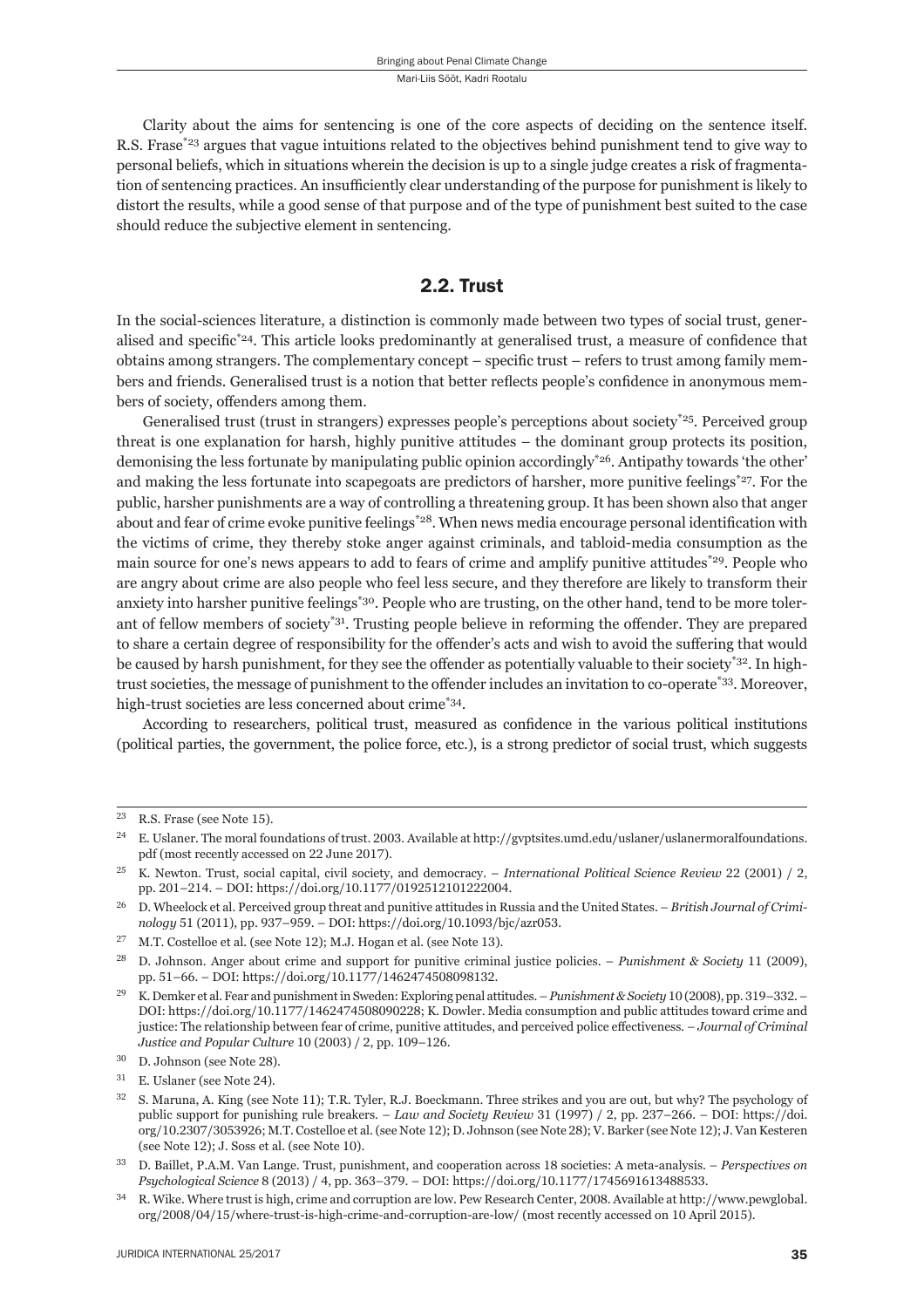Clarity about the aims for sentencing is one of the core aspects of deciding on the sentence itself. R.S. Frase[*23] argues that vague intuitions related to the objectives behind punishment tend to give way to personal beliefs, which in situations wherein the decision is up to a single judge creates a risk of fragmentation of sentencing practices. An insufficiently clear understanding of the purpose for punishment is likely to distort the results, while a good sense of that purpose and of the type of punishment best suited to the case should reduce the subjective element in sentencing.

## 2.2. Trust

In the social-sciences literature, a distinction is commonly made between two types of social trust, generalised and specific[*24]. This article looks predominantly at generalised trust, a measure of confidence that obtains among strangers. The complementary concept – specific trust – refers to trust among family members and friends. Generalised trust is a notion that better reflects people's confidence in anonymous members of society, offenders among them.

Generalised trust (trust in strangers) expresses people's perceptions about society[*25]. Perceived group threat is one explanation for harsh, highly punitive attitudes – the dominant group protects its position, demonising the less fortunate by manipulating public opinion accordingly[*26]. Antipathy towards 'the other' and making the less fortunate into scapegoats are predictors of harsher, more punitive feelings[*27]. For the public, harsher punishments are a way of controlling a threatening group. It has been shown also that anger about and fear of crime evoke punitive feelings[*28]. When news media encourage personal identification with the victims of crime, they thereby stoke anger against criminals, and tabloid-media consumption as the main source for one's news appears to add to fears of crime and amplify punitive attitudes[*29]. People who are angry about crime are also people who feel less secure, and they therefore are likely to transform their anxiety into harsher punitive feelings[*30]. People who are trusting, on the other hand, tend to be more tolerant of fellow members of society[*31]. Trusting people believe in reforming the offender. They are prepared to share a certain degree of responsibility for the offender's acts and wish to avoid the suffering that would be caused by harsh punishment, for they see the offender as potentially valuable to their society[*32]. In high-trust societies, the message of punishment to the offender includes an invitation to co-operate[*33]. Moreover, high-trust societies are less concerned about crime[*34].

According to researchers, political trust, measured as confidence in the various political institutions (political parties, the government, the police force, etc.), is a strong predictor of social trust, which suggests

---

[23] R.S. Frase (see Note 15).

[24] E. Uslaner. The moral foundations of trust. 2003. Available at http://gvptsites.umd.edu/uslaner/uslanermoralfoundations.pdf (most recently accessed on 22 June 2017).

[25] K. Newton. Trust, social capital, civil society, and democracy. – *International Political Science Review* 22 (2001) / 2, pp. 201–214. – DOI: https://doi.org/10.1177/0192512101222004.

[26] D. Wheelock et al. Perceived group threat and punitive attitudes in Russia and the United States. – *British Journal of Criminology* 51 (2011), pp. 937–959. – DOI: https://doi.org/10.1093/bjc/azr053.

[27] M.T. Costelloe et al. (see Note 12); M.J. Hogan et al. (see Note 13).

[28] D. Johnson. Anger about crime and support for punitive criminal justice policies. – *Punishment & Society* 11 (2009), pp. 51–66. – DOI: https://doi.org/10.1177/1462474508098132.

[29] K. Demker et al. Fear and punishment in Sweden: Exploring penal attitudes. – *Punishment & Society* 10 (2008), pp. 319–332. – DOI: https://doi.org/10.1177/1462474508090228; K. Dowler. Media consumption and public attitudes toward crime and justice: The relationship between fear of crime, punitive attitudes, and perceived police effectiveness. – *Journal of Criminal Justice and Popular Culture* 10 (2003) / 2, pp. 109–126.

[30] D. Johnson (see Note 28).

[31] E. Uslaner (see Note 24).

[32] S. Maruna, A. King (see Note 11); T.R. Tyler, R.J. Boeckmann. Three strikes and you are out, but why? The psychology of public support for punishing rule breakers. – *Law and Society Review* 31 (1997) / 2, pp. 237–266. – DOI: https://doi.org/10.2307/3053926; M.T. Costelloe et al. (see Note 12); D. Johnson (see Note 28); V. Barker (see Note 12); J. Van Kesteren (see Note 12); J. Soss et al. (see Note 10).

[33] D. Baillet, P.A.M. Van Lange. Trust, punishment, and cooperation across 18 societies: A meta-analysis. – *Perspectives on Psychological Science* 8 (2013) / 4, pp. 363–379. – DOI: https://doi.org/10.1177/1745691613488533.

[34] R. Wike. Where trust is high, crime and corruption are low. Pew Research Center, 2008. Available at http://www.pewglobal.org/2008/04/15/where-trust-is-high-crime-and-corruption-are-low/ (most recently accessed on 10 April 2015).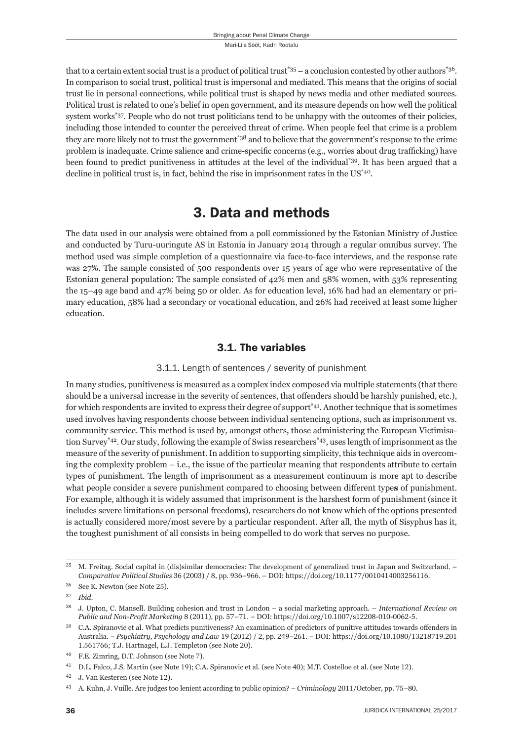that to a certain extent social trust is a product of political trust[35] – a conclusion contested by other authors[36]. In comparison to social trust, political trust is impersonal and mediated. This means that the origins of social trust lie in personal connections, while political trust is shaped by news media and other mediated sources. Political trust is related to one's belief in open government, and its measure depends on how well the political system works[37]. People who do not trust politicians tend to be unhappy with the outcomes of their policies, including those intended to counter the perceived threat of crime. When people feel that crime is a problem they are more likely not to trust the government[38] and to believe that the government's response to the crime problem is inadequate. Crime salience and crime-specific concerns (e.g., worries about drug trafficking) have been found to predict punitiveness in attitudes at the level of the individual[39]. It has been argued that a decline in political trust is, in fact, behind the rise in imprisonment rates in the US[40].

## 3. Data and methods

The data used in our analysis were obtained from a poll commissioned by the Estonian Ministry of Justice and conducted by Turu-uuringute AS in Estonia in January 2014 through a regular omnibus survey. The method used was simple completion of a questionnaire via face-to-face interviews, and the response rate was 27%. The sample consisted of 500 respondents over 15 years of age who were representative of the Estonian general population: The sample consisted of 42% men and 58% women, with 53% representing the 15–49 age band and 47% being 50 or older. As for education level, 16% had had an elementary or primary education, 58% had a secondary or vocational education, and 26% had received at least some higher education.

### 3.1. The variables

#### 3.1.1. Length of sentences / severity of punishment

In many studies, punitiveness is measured as a complex index composed via multiple statements (that there should be a universal increase in the severity of sentences, that offenders should be harshly punished, etc.), for which respondents are invited to express their degree of support[41]. Another technique that is sometimes used involves having respondents choose between individual sentencing options, such as imprisonment vs. community service. This method is used by, amongst others, those administering the European Victimisation Survey[42]. Our study, following the example of Swiss researchers[43], uses length of imprisonment as the measure of the severity of punishment. In addition to supporting simplicity, this technique aids in overcoming the complexity problem – i.e., the issue of the particular meaning that respondents attribute to certain types of punishment. The length of imprisonment as a measurement continuum is more apt to describe what people consider a severe punishment compared to choosing between different type**s** of punishment. For example, although it is widely assumed that imprisonment is the harshest form of punishment (since it includes severe limitations on personal freedoms), researchers do not know which of the options presented is actually considered more/most severe by a particular respondent. After all, the myth of Sisyphus has it, the toughest punishment of all consists in being compelled to do work that serves no purpose.

---

[35] M. Freitag. Social capital in (dis)similar democracies: The development of generalized trust in Japan and Switzerland. – *Comparative Political Studies* 36 (2003) / 8, pp. 936–966. – DOI: https://doi.org/10.1177/0010414003256116.

[36] See K. Newton (see Note 25).

[37] *Ibid.*

[38] J. Upton, C. Mansell. Building cohesion and trust in London – a social marketing approach. – *International Review on Public and Non-Profit Marketing* 8 (2011), pp. 57–71. – DOI: https://doi.org/10.1007/s12208-010-0062-5.

[39] C.A. Spiranovic et al. What predicts punitiveness? An examination of predictors of punitive attitudes towards offenders in Australia. – *Psychiatry, Psychology and Law* 19 (2012) / 2, pp. 249–261. – DOI: https://doi.org/10.1080/13218719.2011.561766; T.J. Hartnagel, L.J. Templeton (see Note 20).

[40] F.E. Zimring, D.T. Johnson (see Note 7).

[41] D.L. Falco, J.S. Martin (see Note 19); C.A. Spiranovic et al. (see Note 40); M.T. Costelloe et al. (see Note 12).

[42] J. Van Kesteren (see Note 12).

[43] A. Kuhn, J. Vuille. Are judges too lenient according to public opinion? – *Criminology* 2011/October, pp. 75–80.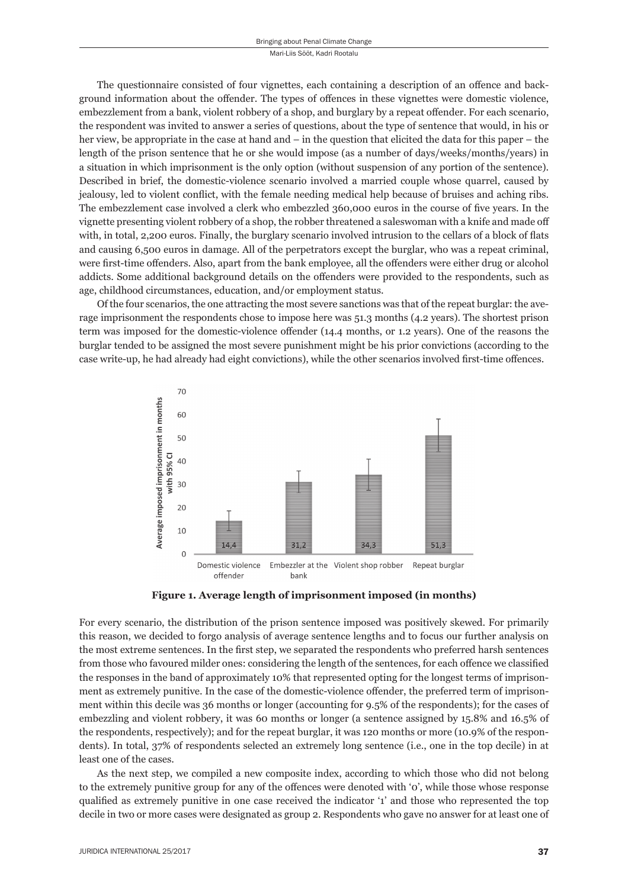The questionnaire consisted of four vignettes, each containing a description of an offence and background information about the offender. The types of offences in these vignettes were domestic violence, embezzlement from a bank, violent robbery of a shop, and burglary by a repeat offender. For each scenario, the respondent was invited to answer a series of questions, about the type of sentence that would, in his or her view, be appropriate in the case at hand and – in the question that elicited the data for this paper – the length of the prison sentence that he or she would impose (as a number of days/weeks/months/years) in a situation in which imprisonment is the only option (without suspension of any portion of the sentence). Described in brief, the domestic-violence scenario involved a married couple whose quarrel, caused by jealousy, led to violent conflict, with the female needing medical help because of bruises and aching ribs. The embezzlement case involved a clerk who embezzled 360,000 euros in the course of five years. In the vignette presenting violent robbery of a shop, the robber threatened a saleswoman with a knife and made off with, in total, 2,200 euros. Finally, the burglary scenario involved intrusion to the cellars of a block of flats and causing 6,500 euros in damage. All of the perpetrators except the burglar, who was a repeat criminal, were first-time offenders. Also, apart from the bank employee, all the offenders were either drug or alcohol addicts. Some additional background details on the offenders were provided to the respondents, such as age, childhood circumstances, education, and/or employment status.

Of the four scenarios, the one attracting the most severe sanctions was that of the repeat burglar: the average imprisonment the respondents chose to impose here was 51.3 months (4.2 years). The shortest prison term was imposed for the domestic-violence offender (14.4 months, or 1.2 years). One of the reasons the burglar tended to be assigned the most severe punishment might be his prior convictions (according to the case write-up, he had already had eight convictions), while the other scenarios involved first-time offences.

| Offender | Average imposed imprisonment in months (with 95% CI) |
| --- | --- |
| Domestic violence offender | 14,4 |
| Embezzler at the bank | 31,2 |
| Violent shop robber | 34,3 |
| Repeat burglar | 51,3 |

**Figure 1. Average length of imprisonment imposed (in months)**

For every scenario, the distribution of the prison sentence imposed was positively skewed. For primarily this reason, we decided to forgo analysis of average sentence lengths and to focus our further analysis on the most extreme sentences. In the first step, we separated the respondents who preferred harsh sentences from those who favoured milder ones: considering the length of the sentences, for each offence we classified the responses in the band of approximately 10% that represented opting for the longest terms of imprisonment as extremely punitive. In the case of the domestic-violence offender, the preferred term of imprisonment within this decile was 36 months or longer (accounting for 9.5% of the respondents); for the cases of embezzling and violent robbery, it was 60 months or longer (a sentence assigned by 15.8% and 16.5% of the respondents, respectively); and for the repeat burglar, it was 120 months or more (10.9% of the respondents). In total, 37% of respondents selected an extremely long sentence (i.e., one in the top decile) in at least one of the cases.

As the next step, we compiled a new composite index, according to which those who did not belong to the extremely punitive group for any of the offences were denoted with '0', while those whose response qualified as extremely punitive in one case received the indicator '1' and those who represented the top decile in two or more cases were designated as group 2. Respondents who gave no answer for at least one of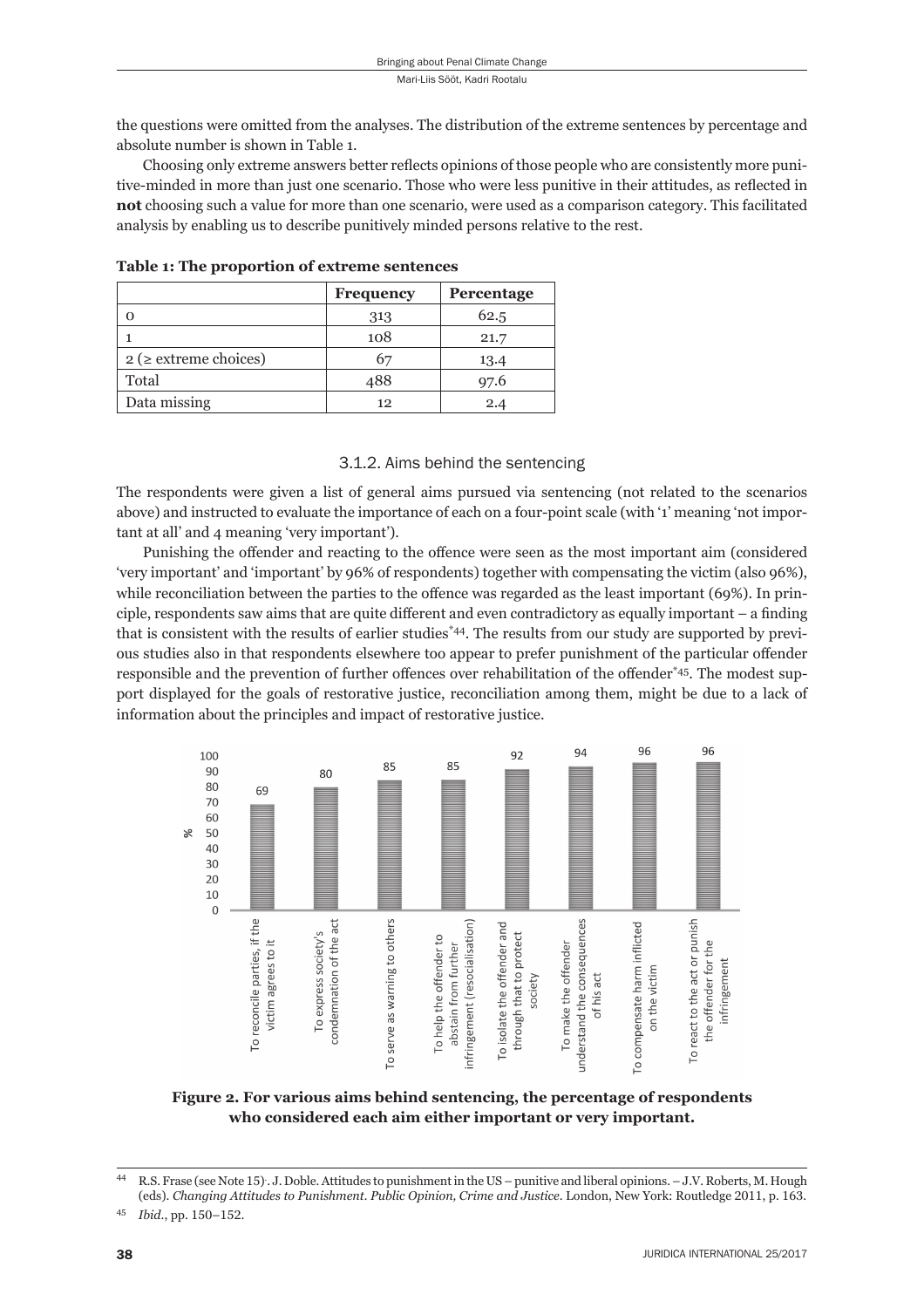the questions were omitted from the analyses. The distribution of the extreme sentences by percentage and absolute number is shown in Table 1.

Choosing only extreme answers better reflects opinions of those people who are consistently more punitive-minded in more than just one scenario. Those who were less punitive in their attitudes, as reflected in **not** choosing such a value for more than one scenario, were used as a comparison category. This facilitated analysis by enabling us to describe punitively minded persons relative to the rest.

**Table 1: The proportion of extreme sentences**

| | Frequency | Percentage |
|---|---|---|
| 0 | 313 | 62.5 |
| 1 | 108 | 21.7 |
| 2 (≥ extreme choices) | 67 | 13.4 |
| Total | 488 | 97.6 |
| Data missing | 12 | 2.4 |

### 3.1.2. Aims behind the sentencing

The respondents were given a list of general aims pursued via sentencing (not related to the scenarios above) and instructed to evaluate the importance of each on a four-point scale (with '1' meaning 'not important at all' and 4 meaning 'very important').

Punishing the offender and reacting to the offence were seen as the most important aim (considered 'very important' and 'important' by 96% of respondents) together with compensating the victim (also 96%), while reconciliation between the parties to the offence was regarded as the least important (69%). In principle, respondents saw aims that are quite different and even contradictory as equally important – a finding that is consistent with the results of earlier studies*[44]. The results from our study are supported by previous studies also in that respondents elsewhere too appear to prefer punishment of the particular offender responsible and the prevention of further offences over rehabilitation of the offender*[45]. The modest support displayed for the goals of restorative justice, reconciliation among them, might be due to a lack of information about the principles and impact of restorative justice.

| Aim | % |
|---|---|
| To reconcile parties, if the victim agrees to it | 69 |
| To express society's condemnation of the act | 80 |
| To serve as warning to others | 85 |
| To help the offender to abstain from further infringement (resocialisation) | 85 |
| To isolate the offender and through that to protect society | 92 |
| To make the offender understand the consequences of his act | 94 |
| To compensate harm inflicted on the victim | 96 |
| To react to the act or punish the offender for the infringement | 96 |

**Figure 2. For various aims behind sentencing, the percentage of respondents who considered each aim either important or very important.**

---

[44] R.S. Frase (see Note 15); J. Doble. Attitudes to punishment in the US – punitive and liberal opinions. – J.V. Roberts, M. Hough (eds). *Changing Attitudes to Punishment. Public Opinion, Crime and Justice*. London, New York: Routledge 2011, p. 163.

[45] *Ibid*., pp. 150–152.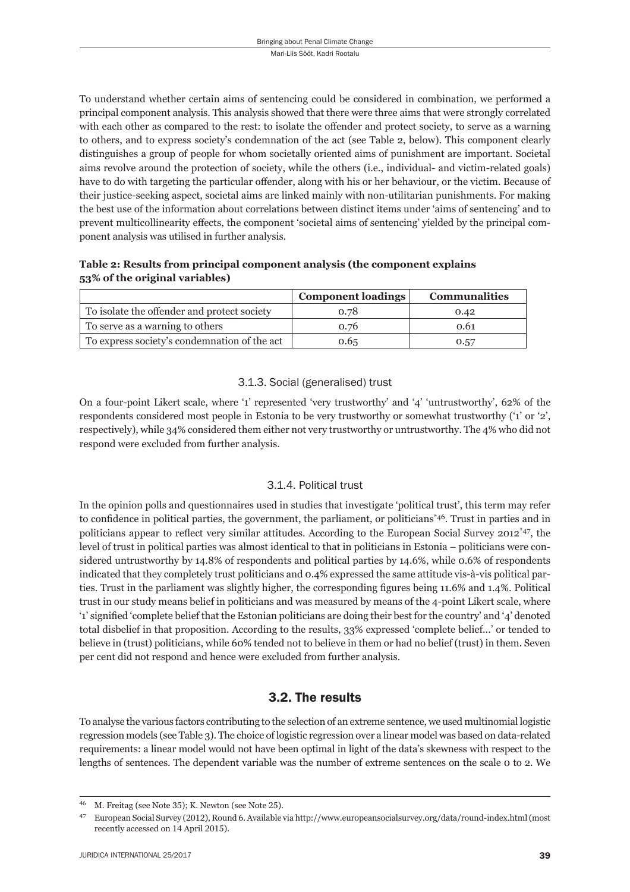To understand whether certain aims of sentencing could be considered in combination, we performed a principal component analysis. This analysis showed that there were three aims that were strongly correlated with each other as compared to the rest: to isolate the offender and protect society, to serve as a warning to others, and to express society's condemnation of the act (see Table 2, below). This component clearly distinguishes a group of people for whom societally oriented aims of punishment are important. Societal aims revolve around the protection of society, while the others (i.e., individual- and victim-related goals) have to do with targeting the particular offender, along with his or her behaviour, or the victim. Because of their justice-seeking aspect, societal aims are linked mainly with non-utilitarian punishments. For making the best use of the information about correlations between distinct items under 'aims of sentencing' and to prevent multicollinearity effects, the component 'societal aims of sentencing' yielded by the principal component analysis was utilised in further analysis.

**Table 2: Results from principal component analysis (the component explains 53% of the original variables)**

| | Component loadings | Communalities |
|---|---|---|
| To isolate the offender and protect society | 0.78 | 0.42 |
| To serve as a warning to others | 0.76 | 0.61 |
| To express society's condemnation of the act | 0.65 | 0.57 |

#### 3.1.3. Social (generalised) trust

On a four-point Likert scale, where '1' represented 'very trustworthy' and '4' 'untrustworthy', 62% of the respondents considered most people in Estonia to be very trustworthy or somewhat trustworthy ('1' or '2', respectively), while 34% considered them either not very trustworthy or untrustworthy. The 4% who did not respond were excluded from further analysis.

#### 3.1.4. Political trust

In the opinion polls and questionnaires used in studies that investigate 'political trust', this term may refer to confidence in political parties, the government, the parliament, or politicians[*46]. Trust in parties and in politicians appear to reflect very similar attitudes. According to the European Social Survey 2012[*47], the level of trust in political parties was almost identical to that in politicians in Estonia – politicians were considered untrustworthy by 14.8% of respondents and political parties by 14.6%, while 0.6% of respondents indicated that they completely trust politicians and 0.4% expressed the same attitude vis-à-vis political parties. Trust in the parliament was slightly higher, the corresponding figures being 11.6% and 1.4%. Political trust in our study means belief in politicians and was measured by means of the 4-point Likert scale, where '1' signified 'complete belief that the Estonian politicians are doing their best for the country' and '4' denoted total disbelief in that proposition. According to the results, 33% expressed 'complete belief…' or tended to believe in (trust) politicians, while 60% tended not to believe in them or had no belief (trust) in them. Seven per cent did not respond and hence were excluded from further analysis.

### 3.2. The results

To analyse the various factors contributing to the selection of an extreme sentence, we used multinomial logistic regression models (see Table 3). The choice of logistic regression over a linear model was based on data-related requirements: a linear model would not have been optimal in light of the data's skewness with respect to the lengths of sentences. The dependent variable was the number of extreme sentences on the scale 0 to 2. We

---

[46] M. Freitag (see Note 35); K. Newton (see Note 25).

[47] European Social Survey (2012), Round 6. Available via http://www.europeansocialsurvey.org/data/round-index.html (most recently accessed on 14 April 2015).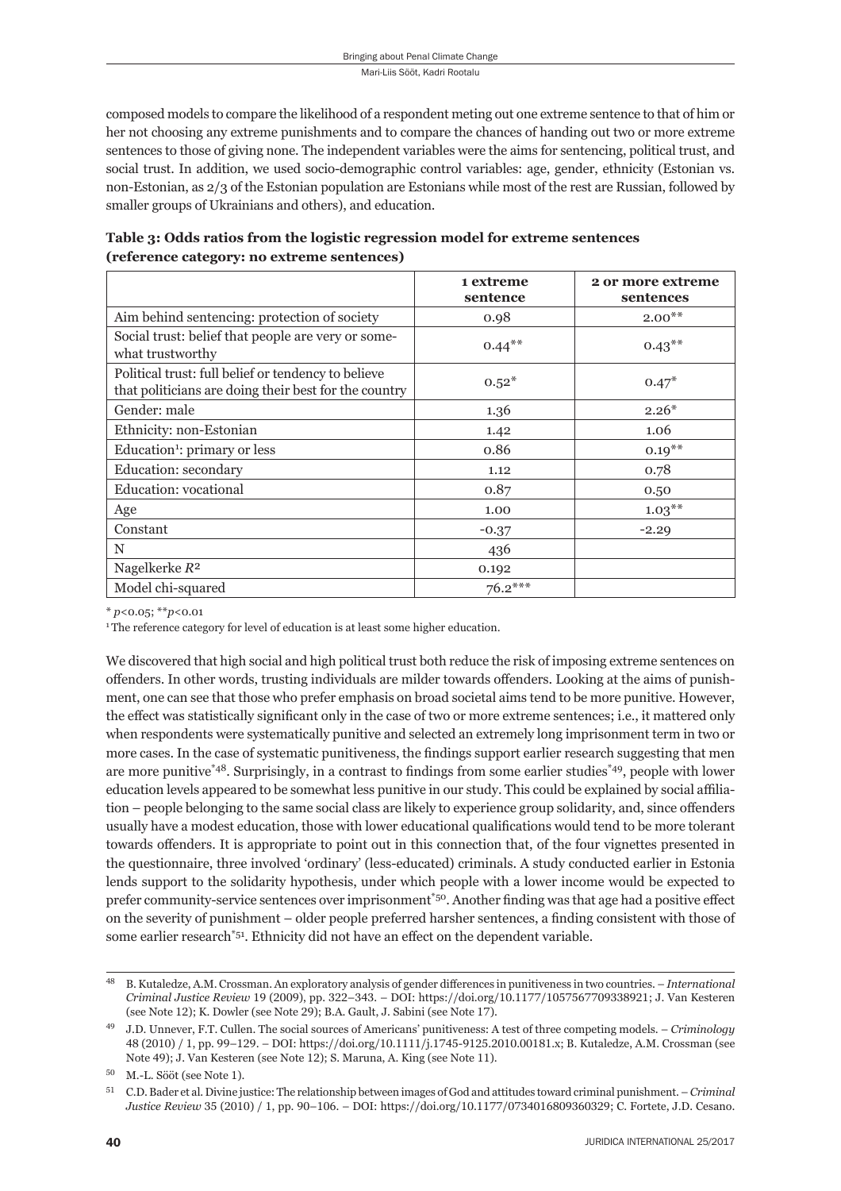composed models to compare the likelihood of a respondent meting out one extreme sentence to that of him or her not choosing any extreme punishments and to compare the chances of handing out two or more extreme sentences to those of giving none. The independent variables were the aims for sentencing, political trust, and social trust. In addition, we used socio-demographic control variables: age, gender, ethnicity (Estonian vs. non-Estonian, as 2/3 of the Estonian population are Estonians while most of the rest are Russian, followed by smaller groups of Ukrainians and others), and education.

**Table 3: Odds ratios from the logistic regression model for extreme sentences (reference category: no extreme sentences)**

| | 1 extreme sentence | 2 or more extreme sentences |
|---|---|---|
| Aim behind sentencing: protection of society | 0.98 | 2.00** |
| Social trust: belief that people are very or somewhat trustworthy | 0.44** | 0.43** |
| Political trust: full belief or tendency to believe that politicians are doing their best for the country | 0.52* | 0.47* |
| Gender: male | 1.36 | 2.26* |
| Ethnicity: non-Estonian | 1.42 | 1.06 |
| Education[1]: primary or less | 0.86 | 0.19** |
| Education: secondary | 1.12 | 0.78 |
| Education: vocational | 0.87 | 0.50 |
| Age | 1.00 | 1.03** |
| Constant | -0.37 | -2.29 |
| N | 436 | |
| Nagelkerke $R^2$ | 0.192 | |
| Model chi-squared | 76.2*** | |

* $p<0.05$; ** $p<0.01$

[1] The reference category for level of education is at least some higher education.

We discovered that high social and high political trust both reduce the risk of imposing extreme sentences on offenders. In other words, trusting individuals are milder towards offenders. Looking at the aims of punishment, one can see that those who prefer emphasis on broad societal aims tend to be more punitive. However, the effect was statistically significant only in the case of two or more extreme sentences; i.e., it mattered only when respondents were systematically punitive and selected an extremely long imprisonment term in two or more cases. In the case of systematic punitiveness, the findings support earlier research suggesting that men are more punitive[*48]. Surprisingly, in a contrast to findings from some earlier studies[*49], people with lower education levels appeared to be somewhat less punitive in our study. This could be explained by social affiliation – people belonging to the same social class are likely to experience group solidarity, and, since offenders usually have a modest education, those with lower educational qualifications would tend to be more tolerant towards offenders. It is appropriate to point out in this connection that, of the four vignettes presented in the questionnaire, three involved 'ordinary' (less-educated) criminals. A study conducted earlier in Estonia lends support to the solidarity hypothesis, under which people with a lower income would be expected to prefer community-service sentences over imprisonment[*50]. Another finding was that age had a positive effect on the severity of punishment – older people preferred harsher sentences, a finding consistent with those of some earlier research[*51]. Ethnicity did not have an effect on the dependent variable.

---

48 B. Kutaledze, A.M. Crossman. An exploratory analysis of gender differences in punitiveness in two countries. – *International Criminal Justice Review* 19 (2009), pp. 322–343. – DOI: https://doi.org/10.1177/1057567709338921; J. Van Kesteren (see Note 12); K. Dowler (see Note 29); B.A. Gault, J. Sabini (see Note 17).

49 J.D. Unnever, F.T. Cullen. The social sources of Americans' punitiveness: A test of three competing models. – *Criminology* 48 (2010) / 1, pp. 99–129. – DOI: https://doi.org/10.1111/j.1745-9125.2010.00181.x; B. Kutaledze, A.M. Crossman (see Note 49); J. Van Kesteren (see Note 12); S. Maruna, A. King (see Note 11).

50 M.-L. Sööt (see Note 1).

51 C.D. Bader et al. Divine justice: The relationship between images of God and attitudes toward criminal punishment. – *Criminal Justice Review* 35 (2010) / 1, pp. 90–106. – DOI: https://doi.org/10.1177/0734016809360329; C. Fortete, J.D. Cesano.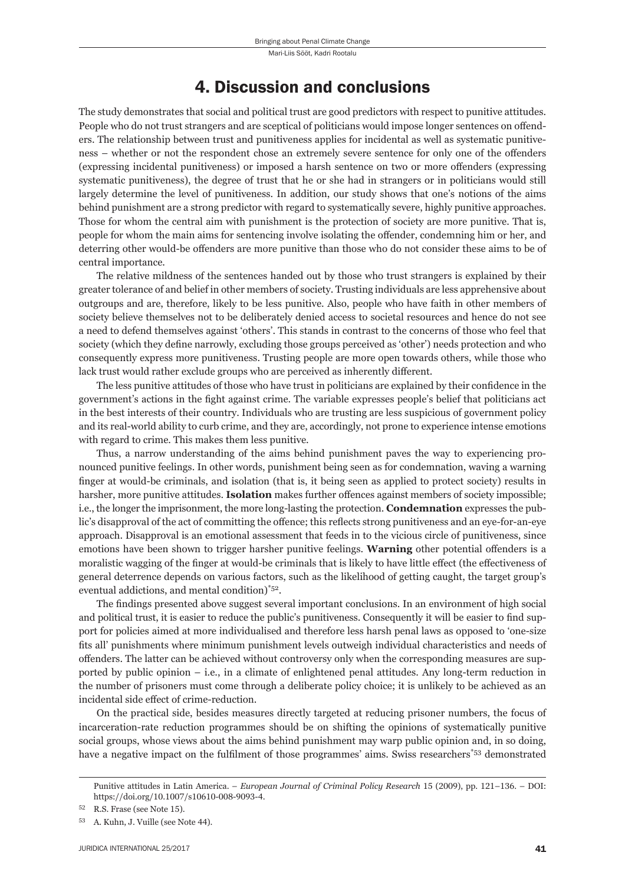## 4. Discussion and conclusions

The study demonstrates that social and political trust are good predictors with respect to punitive attitudes. People who do not trust strangers and are sceptical of politicians would impose longer sentences on offenders. The relationship between trust and punitiveness applies for incidental as well as systematic punitiveness – whether or not the respondent chose an extremely severe sentence for only one of the offenders (expressing incidental punitiveness) or imposed a harsh sentence on two or more offenders (expressing systematic punitiveness), the degree of trust that he or she had in strangers or in politicians would still largely determine the level of punitiveness. In addition, our study shows that one's notions of the aims behind punishment are a strong predictor with regard to systematically severe, highly punitive approaches. Those for whom the central aim with punishment is the protection of society are more punitive. That is, people for whom the main aims for sentencing involve isolating the offender, condemning him or her, and deterring other would-be offenders are more punitive than those who do not consider these aims to be of central importance.

The relative mildness of the sentences handed out by those who trust strangers is explained by their greater tolerance of and belief in other members of society. Trusting individuals are less apprehensive about outgroups and are, therefore, likely to be less punitive. Also, people who have faith in other members of society believe themselves not to be deliberately denied access to societal resources and hence do not see a need to defend themselves against 'others'. This stands in contrast to the concerns of those who feel that society (which they define narrowly, excluding those groups perceived as 'other') needs protection and who consequently express more punitiveness. Trusting people are more open towards others, while those who lack trust would rather exclude groups who are perceived as inherently different.

The less punitive attitudes of those who have trust in politicians are explained by their confidence in the government's actions in the fight against crime. The variable expresses people's belief that politicians act in the best interests of their country. Individuals who are trusting are less suspicious of government policy and its real-world ability to curb crime, and they are, accordingly, not prone to experience intense emotions with regard to crime. This makes them less punitive.

Thus, a narrow understanding of the aims behind punishment paves the way to experiencing pronounced punitive feelings. In other words, punishment being seen as for condemnation, waving a warning finger at would-be criminals, and isolation (that is, it being seen as applied to protect society) results in harsher, more punitive attitudes. **Isolation** makes further offences against members of society impossible; i.e., the longer the imprisonment, the more long-lasting the protection. **Condemnation** expresses the public's disapproval of the act of committing the offence; this reflects strong punitiveness and an eye-for-an-eye approach. Disapproval is an emotional assessment that feeds in to the vicious circle of punitiveness, since emotions have been shown to trigger harsher punitive feelings. **Warning** other potential offenders is a moralistic wagging of the finger at would-be criminals that is likely to have little effect (the effectiveness of general deterrence depends on various factors, such as the likelihood of getting caught, the target group's eventual addictions, and mental condition)[*52].

The findings presented above suggest several important conclusions. In an environment of high social and political trust, it is easier to reduce the public's punitiveness. Consequently it will be easier to find support for policies aimed at more individualised and therefore less harsh penal laws as opposed to 'one-size fits all' punishments where minimum punishment levels outweigh individual characteristics and needs of offenders. The latter can be achieved without controversy only when the corresponding measures are supported by public opinion – i.e., in a climate of enlightened penal attitudes. Any long-term reduction in the number of prisoners must come through a deliberate policy choice; it is unlikely to be achieved as an incidental side effect of crime-reduction.

On the practical side, besides measures directly targeted at reducing prisoner numbers, the focus of incarceration-rate reduction programmes should be on shifting the opinions of systematically punitive social groups, whose views about the aims behind punishment may warp public opinion and, in so doing, have a negative impact on the fulfilment of those programmes' aims. Swiss researchers[*53] demonstrated

---

Punitive attitudes in Latin America. – *European Journal of Criminal Policy Research* 15 (2009), pp. 121–136. – DOI: https://doi.org/10.1007/s10610-008-9093-4.

52 R.S. Frase (see Note 15).

53 A. Kuhn, J. Vuille (see Note 44).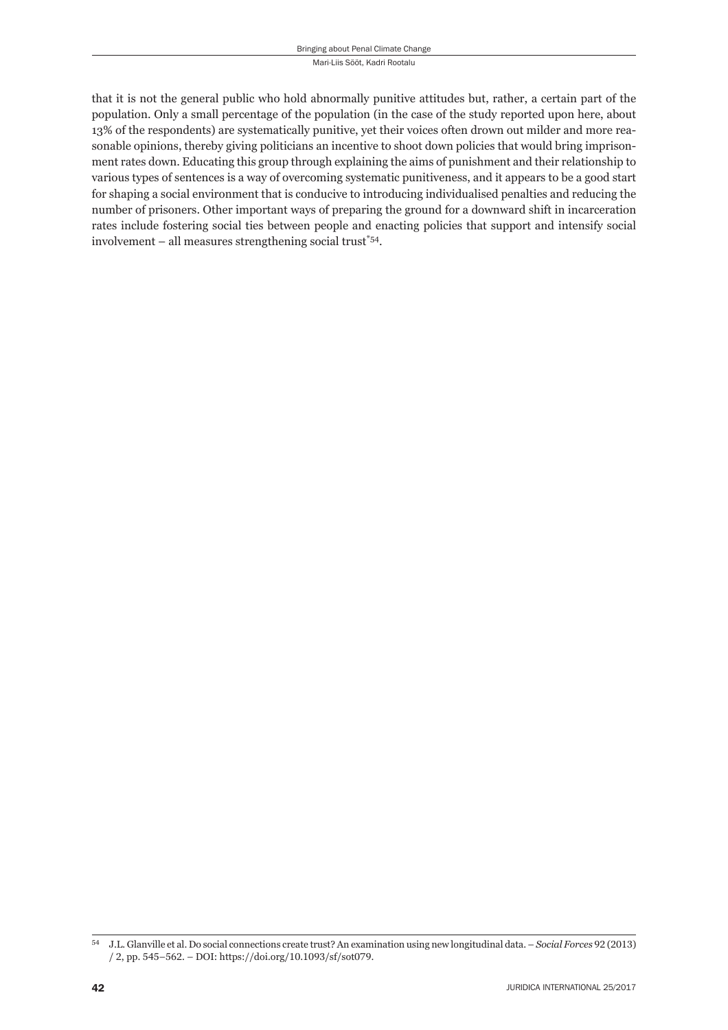that it is not the general public who hold abnormally punitive attitudes but, rather, a certain part of the population. Only a small percentage of the population (in the case of the study reported upon here, about 13% of the respondents) are systematically punitive, yet their voices often drown out milder and more reasonable opinions, thereby giving politicians an incentive to shoot down policies that would bring imprisonment rates down. Educating this group through explaining the aims of punishment and their relationship to various types of sentences is a way of overcoming systematic punitiveness, and it appears to be a good start for shaping a social environment that is conducive to introducing individualised penalties and reducing the number of prisoners. Other important ways of preparing the ground for a downward shift in incarceration rates include fostering social ties between people and enacting policies that support and intensify social involvement – all measures strengthening social trust[*54].

[54] J.L. Glanville et al. Do social connections create trust? An examination using new longitudinal data. – *Social Forces* 92 (2013) / 2, pp. 545–562. – DOI: https://doi.org/10.1093/sf/sot079.